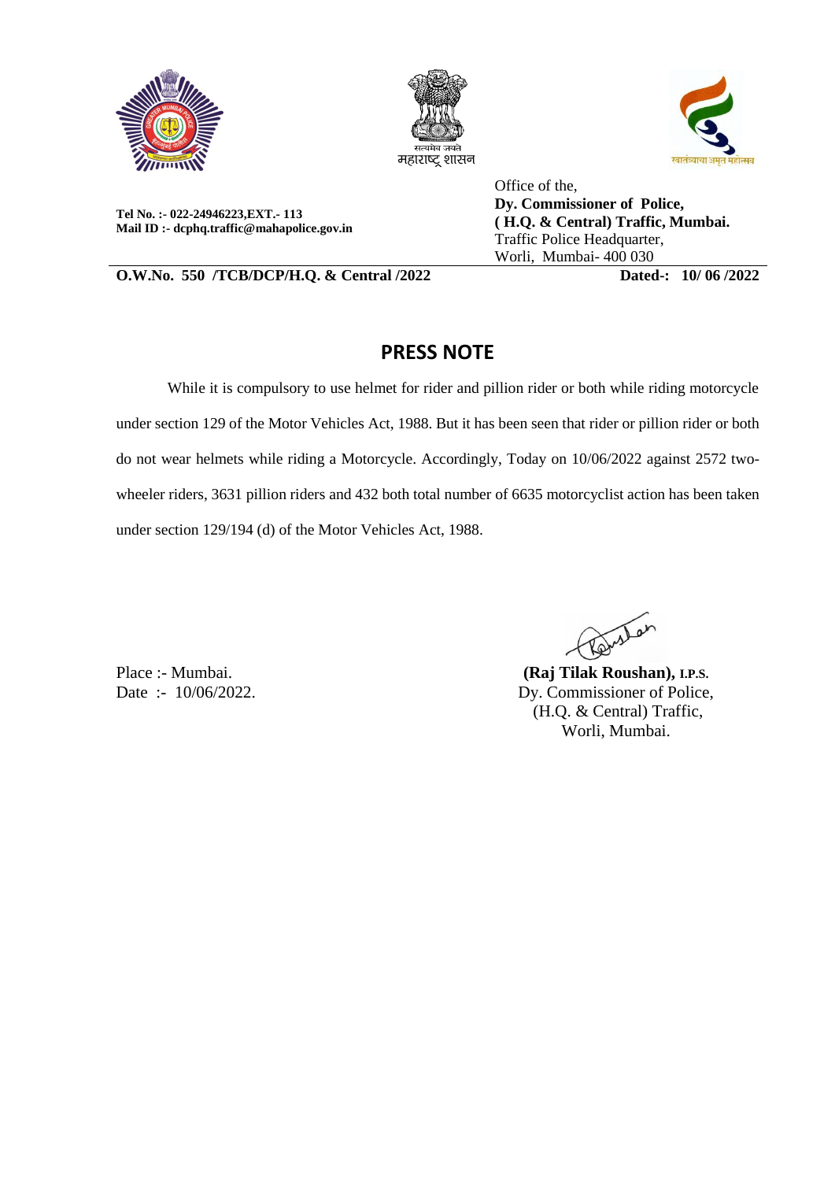सत्यमेव जयते
महाराष्ट्र शासन

स्वातंत्र्याचा अमृत महोत्सव

Tel No. :- 022-24946223,EXT.- 113
Mail ID :- dcphq.traffic@mahapolice.gov.in

Office of the,
**Dy. Commissioner of Police,**
**( H.Q. & Central) Traffic, Mumbai.**
Traffic Police Headquarter,
Worli, Mumbai- 400 030

**O.W.No. 550 /TCB/DCP/H.Q. & Central /2022** **Dated-: 10/ 06 /2022**

## PRESS NOTE

While it is compulsory to use helmet for rider and pillion rider or both while riding motorcycle under section 129 of the Motor Vehicles Act, 1988. But it has been seen that rider or pillion rider or both do not wear helmets while riding a Motorcycle. Accordingly, Today on 10/06/2022 against 2572 two-wheeler riders, 3631 pillion riders and 432 both total number of 6635 motorcyclist action has been taken under section 129/194 (d) of the Motor Vehicles Act, 1988.

Place :- Mumbai.
Date :- 10/06/2022.

**(Raj Tilak Roushan),** I.P.S.
Dy. Commissioner of Police,
(H.Q. & Central) Traffic,
Worli, Mumbai.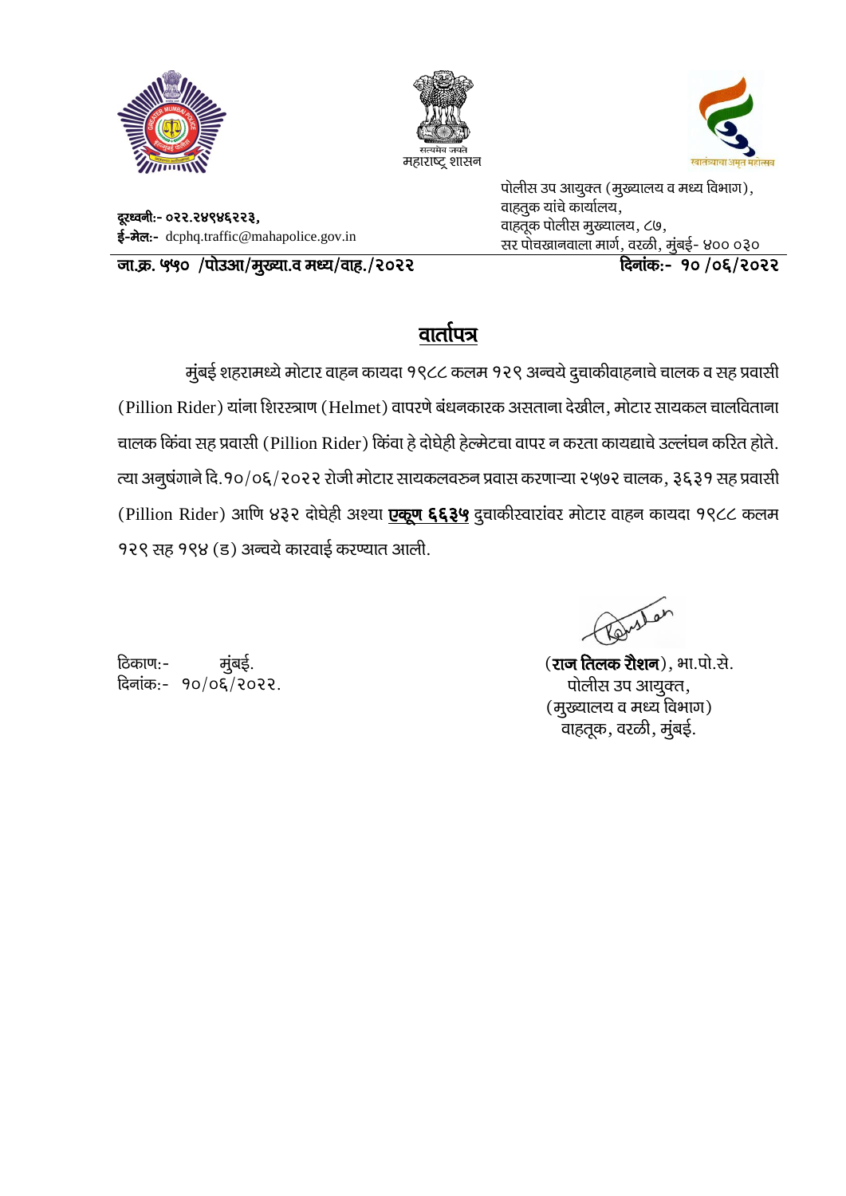सत्यमेव जयते
महाराष्ट्र शासन

स्वातंत्र्याचा अमृत महोत्सव

**दूरध्वनी:- ०२२.२४९४६२२३,**
**ई-मेल:-** dcphq.traffic@mahapolice.gov.in

पोलीस उप आयुक्त (मुख्यालय व मध्य विभाग),
वाहतुक यांचे कार्यालय,
वाहतूक पोलीस मुख्यालय, ८७,
सर पोचखानवाला मार्ग, वरळी, मुंबई- ४०० ०३०

**जा.क्र. ५५० /पोउआ/मुख्या.व मध्य/वाह./२०२२** **दिनांक:- १० /०६/२०२२**

## वार्तापत्र

मुंबई शहरामध्ये मोटार वाहन कायदा १९८८ कलम १२९ अन्वये दुचाकीवाहनाचे चालक व सह प्रवासी (Pillion Rider) यांना शिरस्त्राण (Helmet) वापरणे बंधनकारक असताना देखील, मोटार सायकल चालविताना चालक किंवा सह प्रवासी (Pillion Rider) किंवा हे दोघेही हेल्मेटचा वापर न करता कायद्याचे उल्लंघन करित होते. त्या अनुषंगाने दि.१०/०६/२०२२ रोजी मोटार सायकलवरुन प्रवास करणाऱ्या २५७२ चालक, ३६३१ सह प्रवासी (Pillion Rider) आणि ४३२ दोघेही अश्या **एकूण ६६३५** दुचाकीस्वारांवर मोटार वाहन कायदा १९८८ कलम १२९ सह १९४ (ड) अन्वये कारवाई करण्यात आली.

ठिकाण:- मुंबई.
दिनांक:- १०/०६/२०२२.

(**राज तिलक रौशन**), भा.पो.से.
पोलीस उप आयुक्त,
(मुख्यालय व मध्य विभाग)
वाहतूक, वरळी, मुंबई.